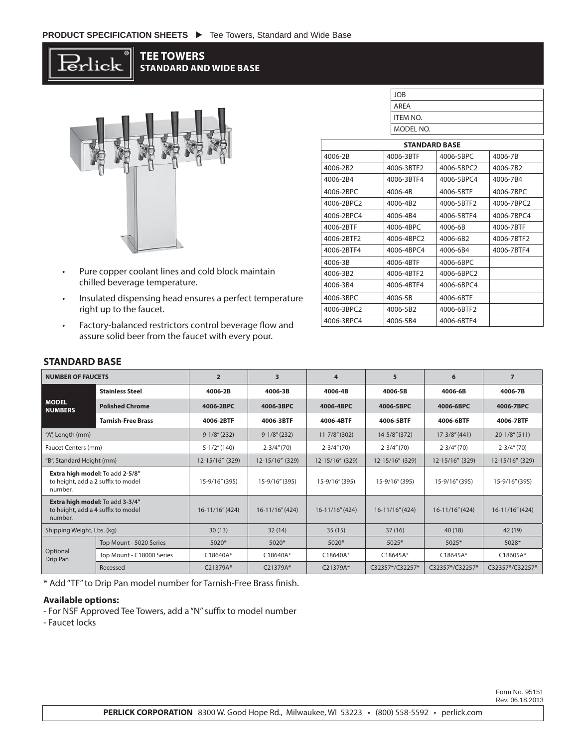PRODUCT SPECIFICATION SHEETS ▶ Tee Towers, Standard and Wide Base

# TEE TOWERS
## STANDARD AND WIDE BASE

| JOB |
|---|
| AREA |
| ITEM NO. |
| MODEL NO. |

| STANDARD BASE | | | |
|---|---|---|---|
| 4006-2B | 4006-3BTF | 4006-5BPC | 4006-7B |
| 4006-2B2 | 4006-3BTF2 | 4006-5BPC2 | 4006-7B2 |
| 4006-2B4 | 4006-3BTF4 | 4006-5BPC4 | 4006-7B4 |
| 4006-2BPC | 4006-4B | 4006-5BTF | 4006-7BPC |
| 4006-2BPC2 | 4006-4B2 | 4006-5BTF2 | 4006-7BPC2 |
| 4006-2BPC4 | 4006-4B4 | 4006-5BTF4 | 4006-7BPC4 |
| 4006-2BTF | 4006-4BPC | 4006-6B | 4006-7BTF |
| 4006-2BTF2 | 4006-4BPC2 | 4006-6B2 | 4006-7BTF2 |
| 4006-2BTF4 | 4006-4BPC4 | 4006-6B4 | 4006-7BTF4 |
| 4006-3B | 4006-4BTF | 4006-6BPC | |
| 4006-3B2 | 4006-4BTF2 | 4006-6BPC2 | |
| 4006-3B4 | 4006-4BTF4 | 4006-6BPC4 | |
| 4006-3BPC | 4006-5B | 4006-6BTF | |
| 4006-3BPC2 | 4006-5B2 | 4006-6BTF2 | |
| 4006-3BPC4 | 4006-5B4 | 4006-6BTF4 | |

- Pure copper coolant lines and cold block maintain chilled beverage temperature.
- Insulated dispensing head ensures a perfect temperature right up to the faucet.
- Factory-balanced restrictors control beverage flow and assure solid beer from the faucet with every pour.

## STANDARD BASE

| NUMBER OF FAUCETS | | 2 | 3 | 4 | 5 | 6 | 7 |
|---|---|---|---|---|---|---|---|
| MODEL NUMBERS | Stainless Steel | 4006-2B | 4006-3B | 4006-4B | 4006-5B | 4006-6B | 4006-7B |
| | Polished Chrome | 4006-2BPC | 4006-3BPC | 4006-4BPC | 4006-5BPC | 4006-6BPC | 4006-7BPC |
| | Tarnish-Free Brass | 4006-2BTF | 4006-3BTF | 4006-4BTF | 4006-5BTF | 4006-6BTF | 4006-7BTF |
| "A", Length (mm) | | 9-1/8" (232) | 9-1/8" (232) | 11-7/8" (302) | 14-5/8" (372) | 17-3/8" (441) | 20-1/8" (511) |
| Faucet Centers (mm) | | 5-1/2" (140) | 2-3/4" (70) | 2-3/4" (70) | 2-3/4" (70) | 2-3/4" (70) | 2-3/4" (70) |
| "B", Standard Height (mm) | | 12-15/16" (329) | 12-15/16" (329) | 12-15/16" (329) | 12-15/16" (329) | 12-15/16" (329) | 12-15/16" (329) |
| **Extra high model:** To add **2-5/8"** to height, add a **2** suffix to model number. | | 15-9/16" (395) | 15-9/16" (395) | 15-9/16" (395) | 15-9/16" (395) | 15-9/16" (395) | 15-9/16" (395) |
| **Extra high model:** To add **3-3/4"** to height, add a **4** suffix to model number. | | 16-11/16" (424) | 16-11/16" (424) | 16-11/16" (424) | 16-11/16" (424) | 16-11/16" (424) | 16-11/16" (424) |
| Shipping Weight, Lbs. (kg) | | 30 (13) | 32 (14) | 35 (15) | 37 (16) | 40 (18) | 42 (19) |
| Optional Drip Pan | Top Mount - 5020 Series | 5020* | 5020* | 5020* | 5025* | 5025* | 5028* |
| | Top Mount - C18000 Series | C18640A* | C18640A* | C18640A* | C18645A* | C18645A* | C18605A* |
| | Recessed | C21379A* | C21379A* | C21379A* | C32357*/C32257* | C32357*/C32257* | C32357*/C32257* |

* Add "TF" to Drip Pan model number for Tarnish-Free Brass finish.

**Available options:**
- For NSF Approved Tee Towers, add a "N" suffix to model number
- Faucet locks

Form No. 95151
Rev. 06.18.2013

**PERLICK CORPORATION** 8300 W. Good Hope Rd., Milwaukee, WI 53223 • (800) 558-5592 • perlick.com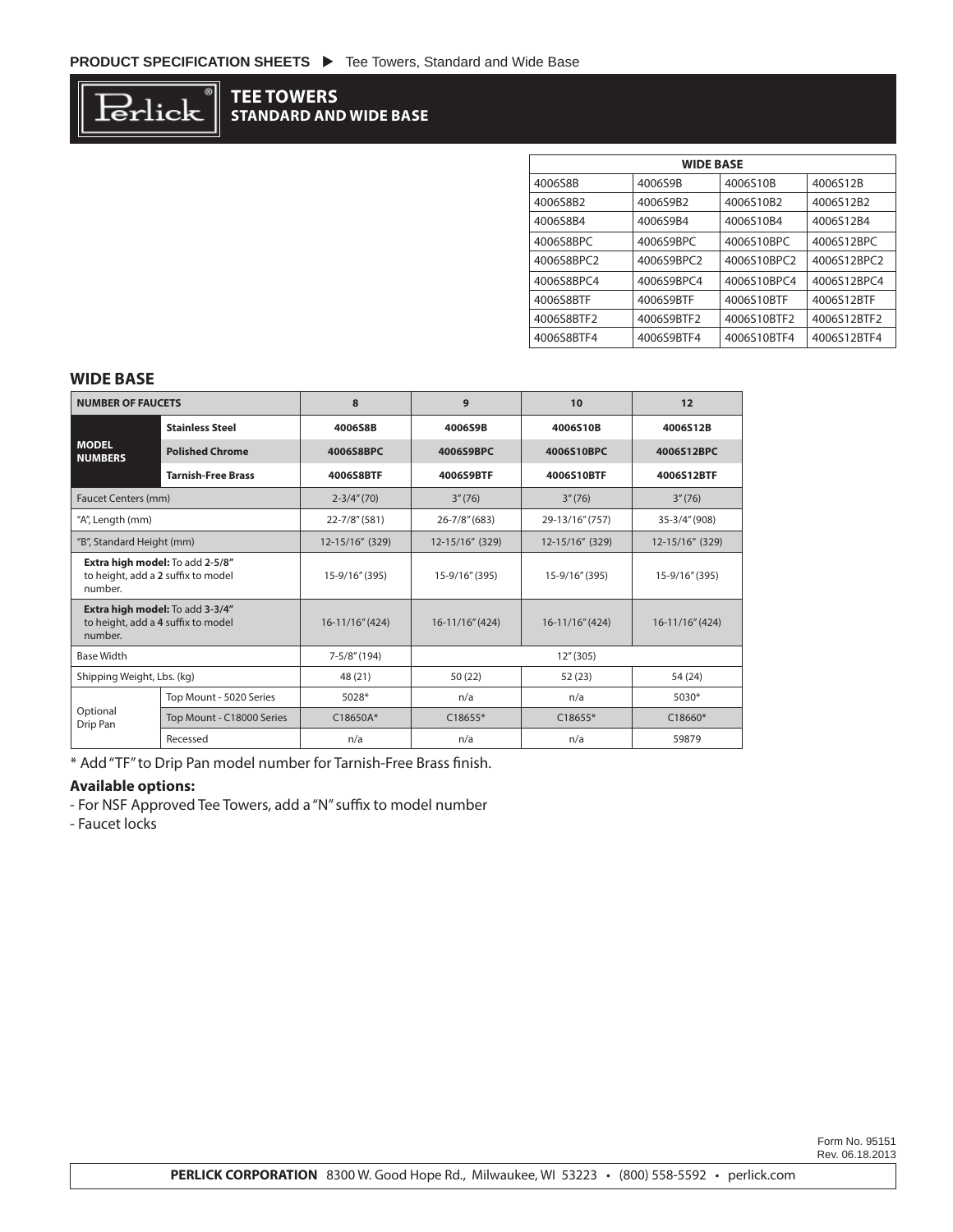# TEE TOWERS
## STANDARD AND WIDE BASE

| WIDE BASE | | | |
|---|---|---|---|
| 4006S8B | 4006S9B | 4006S10B | 4006S12B |
| 4006S8B2 | 4006S9B2 | 4006S10B2 | 4006S12B2 |
| 4006S8B4 | 4006S9B4 | 4006S10B4 | 4006S12B4 |
| 4006S8BPC | 4006S9BPC | 4006S10BPC | 4006S12BPC |
| 4006S8BPC2 | 4006S9BPC2 | 4006S10BPC2 | 4006S12BPC2 |
| 4006S8BPC4 | 4006S9BPC4 | 4006S10BPC4 | 4006S12BPC4 |
| 4006S8BTF | 4006S9BTF | 4006S10BTF | 4006S12BTF |
| 4006S8BTF2 | 4006S9BTF2 | 4006S10BTF2 | 4006S12BTF2 |
| 4006S8BTF4 | 4006S9BTF4 | 4006S10BTF4 | 4006S12BTF4 |

## WIDE BASE

| NUMBER OF FAUCETS | | 8 | 9 | 10 | 12 |
|---|---|---|---|---|---|
| MODEL NUMBERS | Stainless Steel | 4006S8B | 4006S9B | 4006S10B | 4006S12B |
| | Polished Chrome | 4006S8BPC | 4006S9BPC | 4006S10BPC | 4006S12BPC |
| | Tarnish-Free Brass | 4006S8BTF | 4006S9BTF | 4006S10BTF | 4006S12BTF |
| Faucet Centers (mm) | | 2-3/4" (70) | 3" (76) | 3" (76) | 3" (76) |
| "A", Length (mm) | | 22-7/8" (581) | 26-7/8" (683) | 29-13/16" (757) | 35-3/4" (908) |
| "B", Standard Height (mm) | | 12-15/16" (329) | 12-15/16" (329) | 12-15/16" (329) | 12-15/16" (329) |
| **Extra high model:** To add **2-5/8"** to height, add a **2** suffix to model number. | | 15-9/16" (395) | 15-9/16" (395) | 15-9/16" (395) | 15-9/16" (395) |
| **Extra high model:** To add **3-3/4"** to height, add a **4** suffix to model number. | | 16-11/16" (424) | 16-11/16" (424) | 16-11/16" (424) | 16-11/16" (424) |
| Base Width | | 7-5/8" (194) | 12" (305) | | |
| Shipping Weight, Lbs. (kg) | | 48 (21) | 50 (22) | 52 (23) | 54 (24) |
| Optional Drip Pan | Top Mount - 5020 Series | 5028* | n/a | n/a | 5030* |
| | Top Mount - C18000 Series | C18650A* | C18655* | C18655* | C18660* |
| | Recessed | n/a | n/a | n/a | 59879 |

* Add "TF" to Drip Pan model number for Tarnish-Free Brass finish.

**Available options:**

- For NSF Approved Tee Towers, add a "N" suffix to model number
- Faucet locks

Form No. 95151
Rev. 06.18.2013

**PERLICK CORPORATION** 8300 W. Good Hope Rd., Milwaukee, WI 53223 • (800) 558-5592 • perlick.com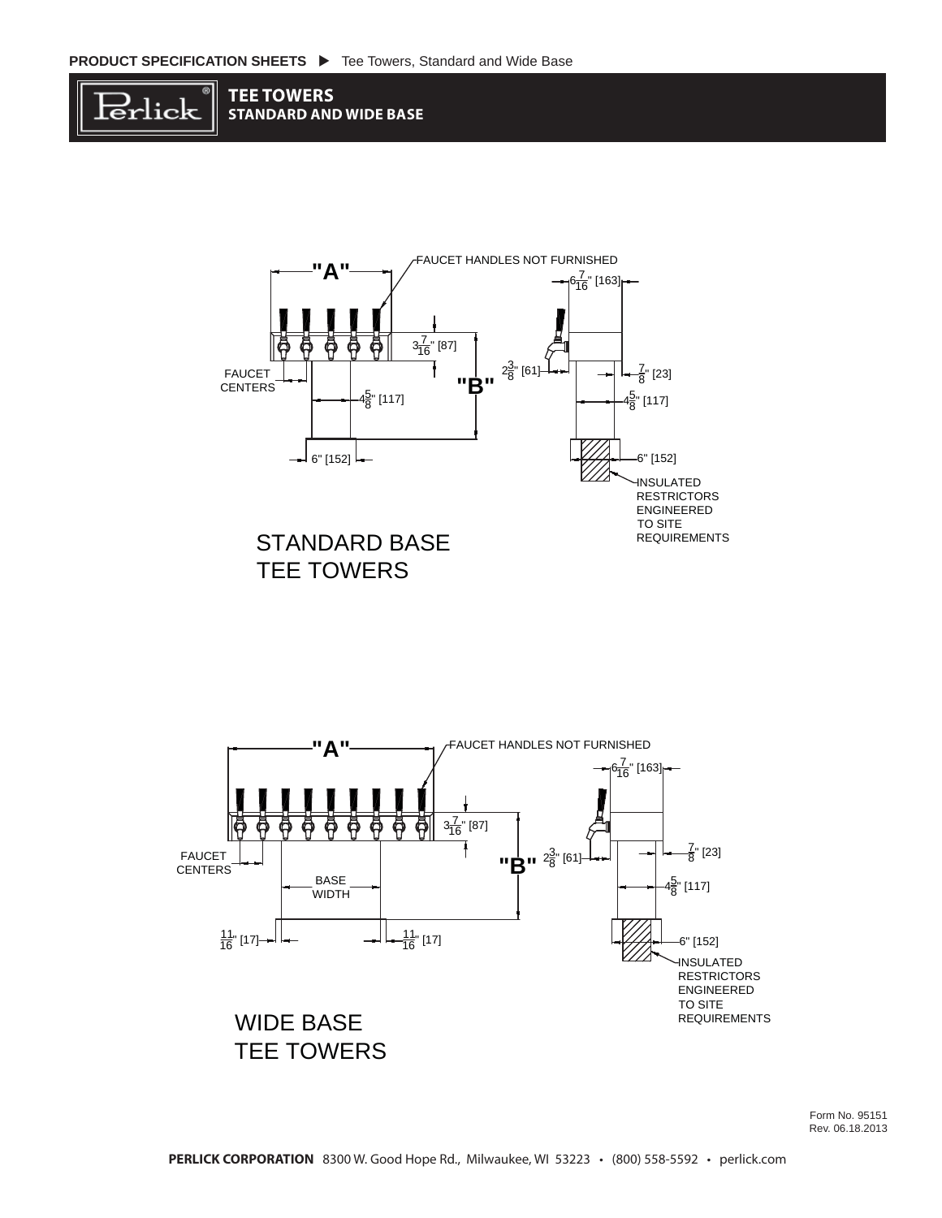PRODUCT SPECIFICATION SHEETS ▶ Tee Towers, Standard and Wide Base

# TEE TOWERS
## STANDARD AND WIDE BASE

"A"

FAUCET HANDLES NOT FURNISHED

6 7/16" [163]

3 7/16" [87]

2 3/8" [61]

7/8" [23]

"B"

FAUCET CENTERS

4 5/8" [117]

4 5/8" [117]

6" [152]

6" [152]

INSULATED RESTRICTORS ENGINEERED TO SITE REQUIREMENTS

STANDARD BASE TEE TOWERS

"A"

FAUCET HANDLES NOT FURNISHED

6 7/16" [163]

3 7/16" [87]

2 3/8" [61]

7/8" [23]

"B"

FAUCET CENTERS

BASE WIDTH

4 5/8" [117]

11/16" [17]

11/16" [17]

6" [152]

INSULATED RESTRICTORS ENGINEERED TO SITE REQUIREMENTS

WIDE BASE TEE TOWERS

Form No. 95151
Rev. 06.18.2013

**PERLICK CORPORATION** 8300 W. Good Hope Rd., Milwaukee, WI 53223 • (800) 558-5592 • perlick.com